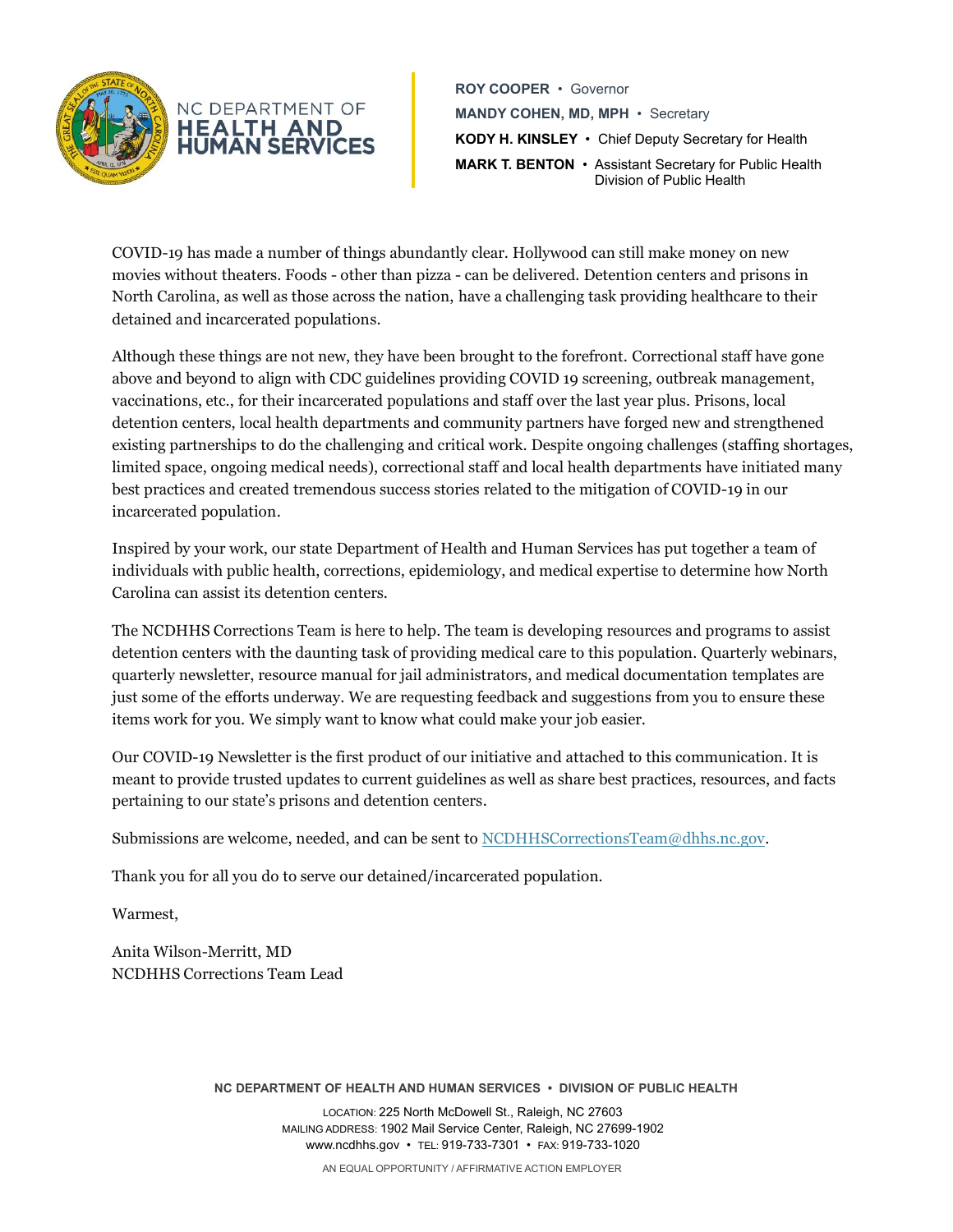NC DEPARTMENT OF **HEALTH AND HUMAN SERVICES**

**ROY COOPER** • Governor
**MANDY COHEN, MD, MPH** • Secretary
**KODY H. KINSLEY** • Chief Deputy Secretary for Health
**MARK T. BENTON** • Assistant Secretary for Public Health
Division of Public Health

COVID-19 has made a number of things abundantly clear. Hollywood can still make money on new movies without theaters. Foods - other than pizza - can be delivered. Detention centers and prisons in North Carolina, as well as those across the nation, have a challenging task providing healthcare to their detained and incarcerated populations.

Although these things are not new, they have been brought to the forefront. Correctional staff have gone above and beyond to align with CDC guidelines providing COVID 19 screening, outbreak management, vaccinations, etc., for their incarcerated populations and staff over the last year plus. Prisons, local detention centers, local health departments and community partners have forged new and strengthened existing partnerships to do the challenging and critical work. Despite ongoing challenges (staffing shortages, limited space, ongoing medical needs), correctional staff and local health departments have initiated many best practices and created tremendous success stories related to the mitigation of COVID-19 in our incarcerated population.

Inspired by your work, our state Department of Health and Human Services has put together a team of individuals with public health, corrections, epidemiology, and medical expertise to determine how North Carolina can assist its detention centers.

The NCDHHS Corrections Team is here to help. The team is developing resources and programs to assist detention centers with the daunting task of providing medical care to this population. Quarterly webinars, quarterly newsletter, resource manual for jail administrators, and medical documentation templates are just some of the efforts underway. We are requesting feedback and suggestions from you to ensure these items work for you. We simply want to know what could make your job easier.

Our COVID-19 Newsletter is the first product of our initiative and attached to this communication. It is meant to provide trusted updates to current guidelines as well as share best practices, resources, and facts pertaining to our state's prisons and detention centers.

Submissions are welcome, needed, and can be sent to NCDHHSCorrectionsTeam@dhhs.nc.gov.

Thank you for all you do to serve our detained/incarcerated population.

Warmest,

Anita Wilson-Merritt, MD
NCDHHS Corrections Team Lead

**NC DEPARTMENT OF HEALTH AND HUMAN SERVICES • DIVISION OF PUBLIC HEALTH**

LOCATION: 225 North McDowell St., Raleigh, NC 27603
MAILING ADDRESS: 1902 Mail Service Center, Raleigh, NC 27699-1902
www.ncdhhs.gov • TEL: 919-733-7301 • FAX: 919-733-1020

AN EQUAL OPPORTUNITY / AFFIRMATIVE ACTION EMPLOYER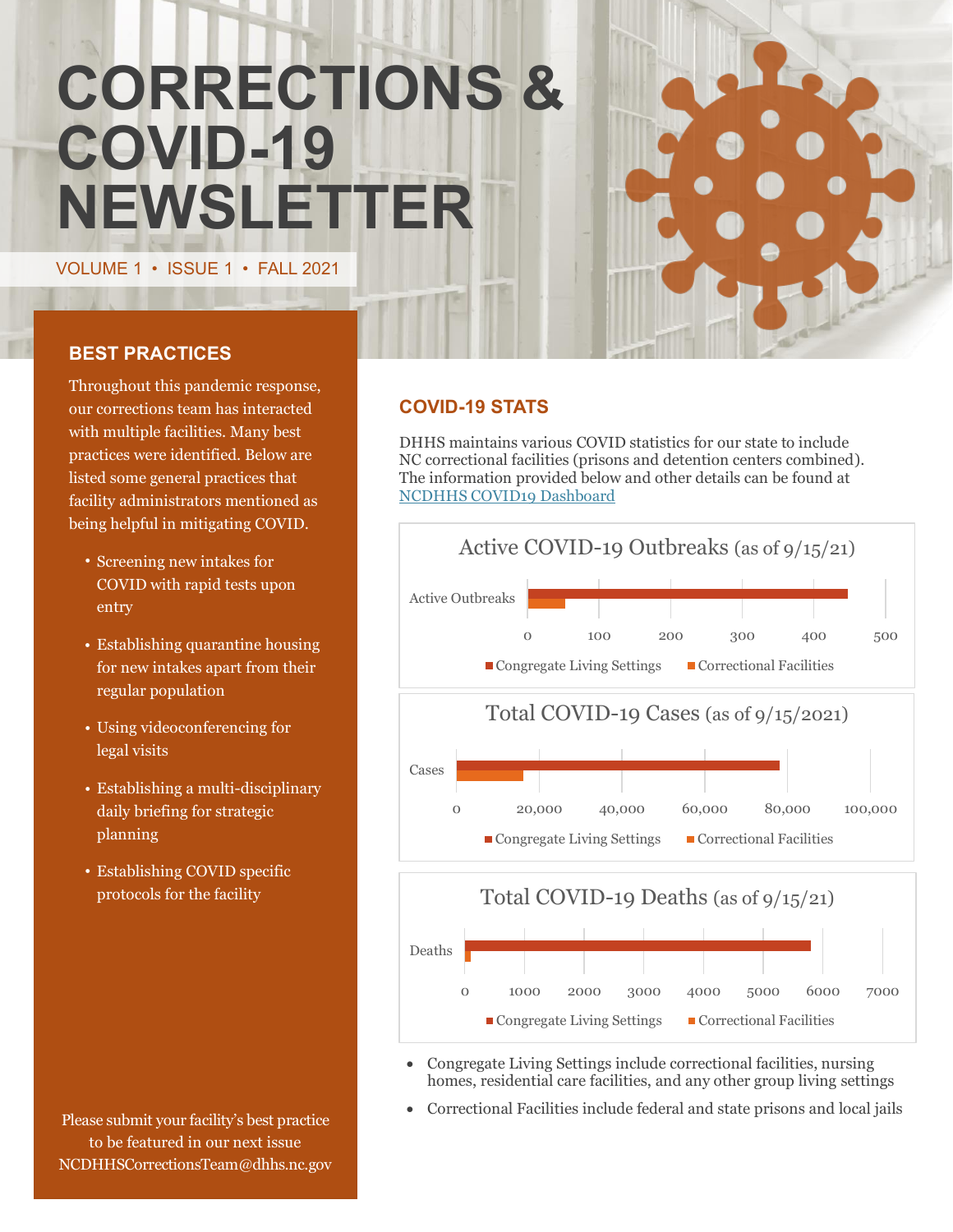# CORRECTIONS & COVID-19 NEWSLETTER

VOLUME 1 • ISSUE 1 • FALL 2021

## BEST PRACTICES

Throughout this pandemic response, our corrections team has interacted with multiple facilities. Many best practices were identified. Below are listed some general practices that facility administrators mentioned as being helpful in mitigating COVID.

- Screening new intakes for COVID with rapid tests upon entry
- Establishing quarantine housing for new intakes apart from their regular population
- Using videoconferencing for legal visits
- Establishing a multi-disciplinary daily briefing for strategic planning
- Establishing COVID specific protocols for the facility

Please submit your facility's best practice to be featured in our next issue NCDHHSCorrectionsTeam@dhhs.nc.gov

## COVID-19 STATS

DHHS maintains various COVID statistics for our state to include NC correctional facilities (prisons and detention centers combined). The information provided below and other details can be found at [NCDHHS COVID19 Dashboard](NCDHHS COVID19 Dashboard)

**Active COVID-19 Outbreaks** (as of 9/15/21)

Active Outbreaks — axis: 0, 100, 200, 300, 400, 500

■ Congregate Living Settings ■ Correctional Facilities

**Total COVID-19 Cases** (as of 9/15/2021)

Cases — axis: 0, 20,000, 40,000, 60,000, 80,000, 100,000

■ Congregate Living Settings ■ Correctional Facilities

**Total COVID-19 Deaths** (as of 9/15/21)

Deaths — axis: 0, 1000, 2000, 3000, 4000, 5000, 6000, 7000

■ Congregate Living Settings ■ Correctional Facilities

- Congregate Living Settings include correctional facilities, nursing homes, residential care facilities, and any other group living settings
- Correctional Facilities include federal and state prisons and local jails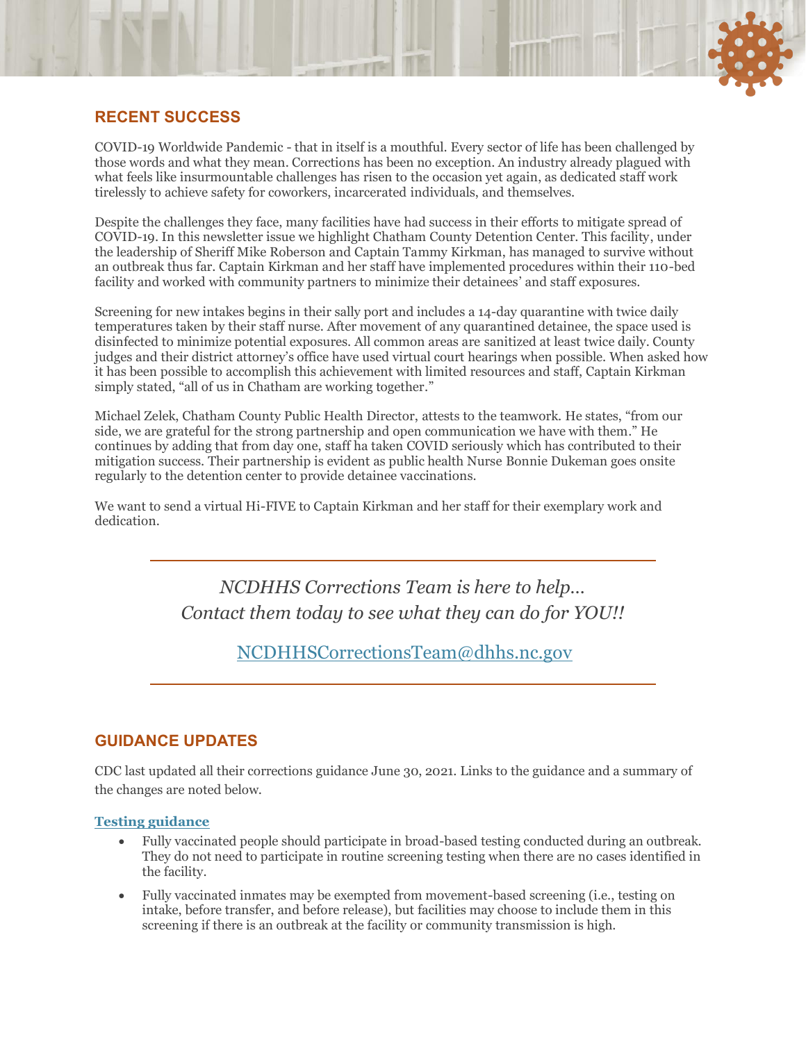## RECENT SUCCESS

COVID-19 Worldwide Pandemic - that in itself is a mouthful. Every sector of life has been challenged by those words and what they mean. Corrections has been no exception. An industry already plagued with what feels like insurmountable challenges has risen to the occasion yet again, as dedicated staff work tirelessly to achieve safety for coworkers, incarcerated individuals, and themselves.

Despite the challenges they face, many facilities have had success in their efforts to mitigate spread of COVID-19. In this newsletter issue we highlight Chatham County Detention Center. This facility, under the leadership of Sheriff Mike Roberson and Captain Tammy Kirkman, has managed to survive without an outbreak thus far. Captain Kirkman and her staff have implemented procedures within their 110-bed facility and worked with community partners to minimize their detainees' and staff exposures.

Screening for new intakes begins in their sally port and includes a 14-day quarantine with twice daily temperatures taken by their staff nurse. After movement of any quarantined detainee, the space used is disinfected to minimize potential exposures. All common areas are sanitized at least twice daily. County judges and their district attorney's office have used virtual court hearings when possible. When asked how it has been possible to accomplish this achievement with limited resources and staff, Captain Kirkman simply stated, "all of us in Chatham are working together."

Michael Zelek, Chatham County Public Health Director, attests to the teamwork. He states, "from our side, we are grateful for the strong partnership and open communication we have with them." He continues by adding that from day one, staff ha taken COVID seriously which has contributed to their mitigation success. Their partnership is evident as public health Nurse Bonnie Dukeman goes onsite regularly to the detention center to provide detainee vaccinations.

We want to send a virtual Hi-FIVE to Captain Kirkman and her staff for their exemplary work and dedication.

---

*NCDHHS Corrections Team is here to help...*
*Contact them today to see what they can do for YOU!!*

NCDHHSCorrectionsTeam@dhhs.nc.gov

---

## GUIDANCE UPDATES

CDC last updated all their corrections guidance June 30, 2021. Links to the guidance and a summary of the changes are noted below.

### Testing guidance

- Fully vaccinated people should participate in broad-based testing conducted during an outbreak. They do not need to participate in routine screening testing when there are no cases identified in the facility.
- Fully vaccinated inmates may be exempted from movement-based screening (i.e., testing on intake, before transfer, and before release), but facilities may choose to include them in this screening if there is an outbreak at the facility or community transmission is high.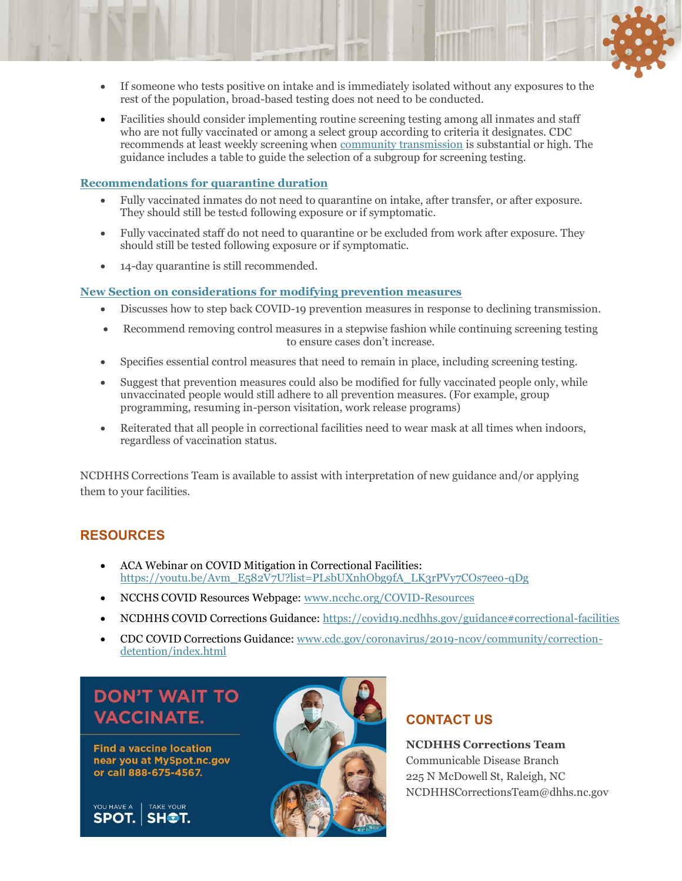- If someone who tests positive on intake and is immediately isolated without any exposures to the rest of the population, broad-based testing does not need to be conducted.
- Facilities should consider implementing routine screening testing among all inmates and staff who are not fully vaccinated or among a select group according to criteria it designates. CDC recommends at least weekly screening when community transmission is substantial or high. The guidance includes a table to guide the selection of a subgroup for screening testing.

### Recommendations for quarantine duration

- Fully vaccinated inmates do not need to quarantine on intake, after transfer, or after exposure. They should still be tested following exposure or if symptomatic.
- Fully vaccinated staff do not need to quarantine or be excluded from work after exposure. They should still be tested following exposure or if symptomatic.
- 14-day quarantine is still recommended.

### New Section on considerations for modifying prevention measures

- Discusses how to step back COVID-19 prevention measures in response to declining transmission.
- Recommend removing control measures in a stepwise fashion while continuing screening testing to ensure cases don't increase.
- Specifies essential control measures that need to remain in place, including screening testing.
- Suggest that prevention measures could also be modified for fully vaccinated people only, while unvaccinated people would still adhere to all prevention measures. (For example, group programming, resuming in-person visitation, work release programs)
- Reiterated that all people in correctional facilities need to wear mask at all times when indoors, regardless of vaccination status.

NCDHHS Corrections Team is available to assist with interpretation of new guidance and/or applying them to your facilities.

## RESOURCES

- ACA Webinar on COVID Mitigation in Correctional Facilities: https://youtu.be/Avm_E582V7U?list=PLsbUXnhObg9fA_LK3rPVy7COs7eeo-qDg
- NCCHS COVID Resources Webpage: www.ncchc.org/COVID-Resources
- NCDHHS COVID Corrections Guidance: https://covid19.ncdhhs.gov/guidance#correctional-facilities
- CDC COVID Corrections Guidance: www.cdc.gov/coronavirus/2019-ncov/community/correction-detention/index.html

DON'T WAIT TO VACCINATE.

Find a vaccine location near you at MySpot.nc.gov or call 888-675-4567.

YOU HAVE A SPOT. | TAKE YOUR SHOT.

## CONTACT US

**NCDHHS Corrections Team**
Communicable Disease Branch
225 N McDowell St, Raleigh, NC
NCDHHSCorrectionsTeam@dhhs.nc.gov